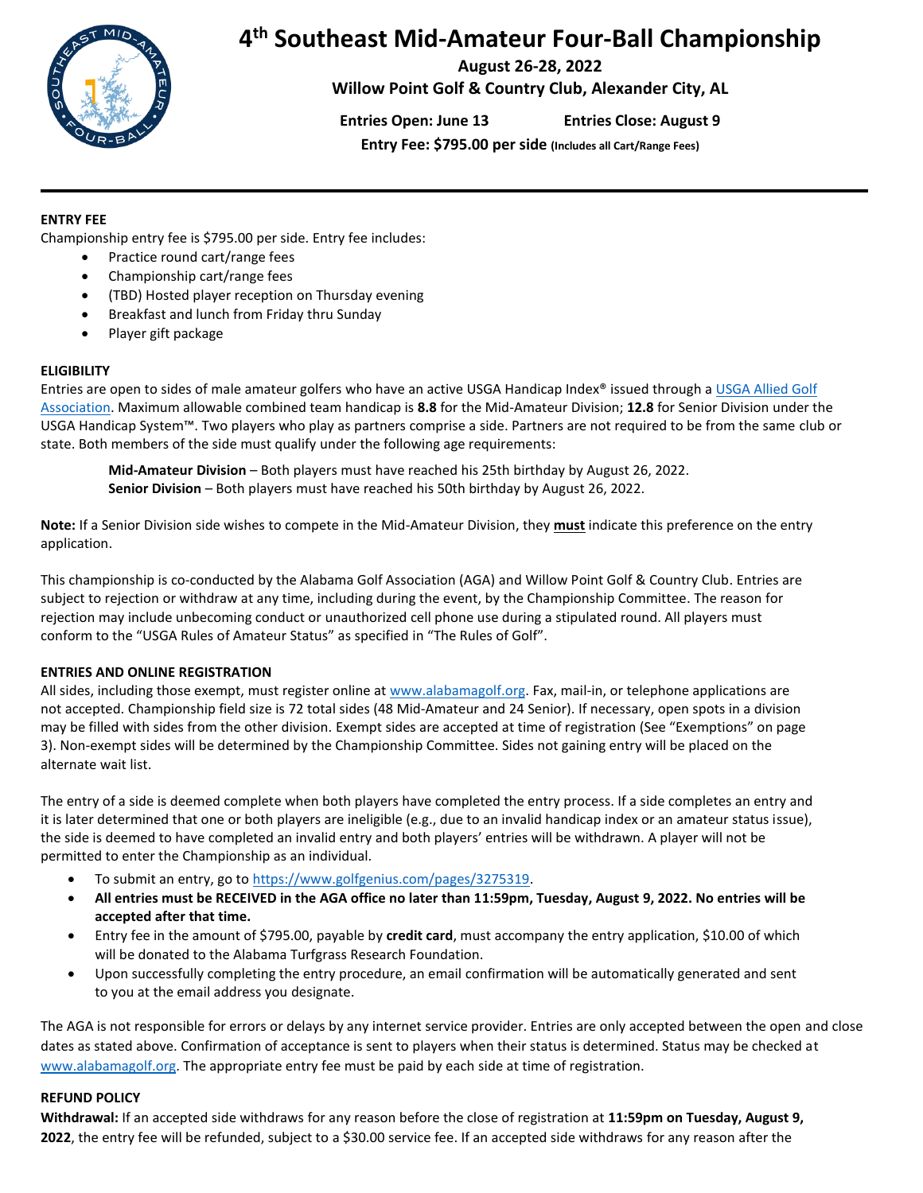# 4th Southeast Mid-Amateur Four-Ball Championship

**August 26-28, 2022**

**Willow Point Golf & Country Club, Alexander City, AL**

**Entries Open: June 13** **Entries Close: August 9**

**Entry Fee: $795.00 per side** **(Includes all Cart/Range Fees)**

---

**ENTRY FEE**

Championship entry fee is $795.00 per side. Entry fee includes:

- Practice round cart/range fees
- Championship cart/range fees
- (TBD) Hosted player reception on Thursday evening
- Breakfast and lunch from Friday thru Sunday
- Player gift package

**ELIGIBILITY**

Entries are open to sides of male amateur golfers who have an active USGA Handicap Index® issued through a USGA Allied Golf Association. Maximum allowable combined team handicap is **8.8** for the Mid-Amateur Division; **12.8** for Senior Division under the USGA Handicap System™. Two players who play as partners comprise a side. Partners are not required to be from the same club or state. Both members of the side must qualify under the following age requirements:

**Mid-Amateur Division** – Both players must have reached his 25th birthday by August 26, 2022.
**Senior Division** – Both players must have reached his 50th birthday by August 26, 2022.

**Note:** If a Senior Division side wishes to compete in the Mid-Amateur Division, they **must** indicate this preference on the entry application.

This championship is co-conducted by the Alabama Golf Association (AGA) and Willow Point Golf & Country Club. Entries are subject to rejection or withdraw at any time, including during the event, by the Championship Committee. The reason for rejection may include unbecoming conduct or unauthorized cell phone use during a stipulated round. All players must conform to the "USGA Rules of Amateur Status" as specified in "The Rules of Golf".

**ENTRIES AND ONLINE REGISTRATION**

All sides, including those exempt, must register online at www.alabamagolf.org. Fax, mail-in, or telephone applications are not accepted. Championship field size is 72 total sides (48 Mid-Amateur and 24 Senior). If necessary, open spots in a division may be filled with sides from the other division. Exempt sides are accepted at time of registration (See "Exemptions" on page 3). Non-exempt sides will be determined by the Championship Committee. Sides not gaining entry will be placed on the alternate wait list.

The entry of a side is deemed complete when both players have completed the entry process. If a side completes an entry and it is later determined that one or both players are ineligible (e.g., due to an invalid handicap index or an amateur status issue), the side is deemed to have completed an invalid entry and both players' entries will be withdrawn. A player will not be permitted to enter the Championship as an individual.

- To submit an entry, go to https://www.golfgenius.com/pages/3275319.
- **All entries must be RECEIVED in the AGA office no later than 11:59pm, Tuesday, August 9, 2022. No entries will be accepted after that time.**
- Entry fee in the amount of $795.00, payable by **credit card**, must accompany the entry application, $10.00 of which will be donated to the Alabama Turfgrass Research Foundation.
- Upon successfully completing the entry procedure, an email confirmation will be automatically generated and sent to you at the email address you designate.

The AGA is not responsible for errors or delays by any internet service provider. Entries are only accepted between the open and close dates as stated above. Confirmation of acceptance is sent to players when their status is determined. Status may be checked at www.alabamagolf.org. The appropriate entry fee must be paid by each side at time of registration.

**REFUND POLICY**

**Withdrawal:** If an accepted side withdraws for any reason before the close of registration at **11:59pm on Tuesday, August 9, 2022**, the entry fee will be refunded, subject to a $30.00 service fee. If an accepted side withdraws for any reason after the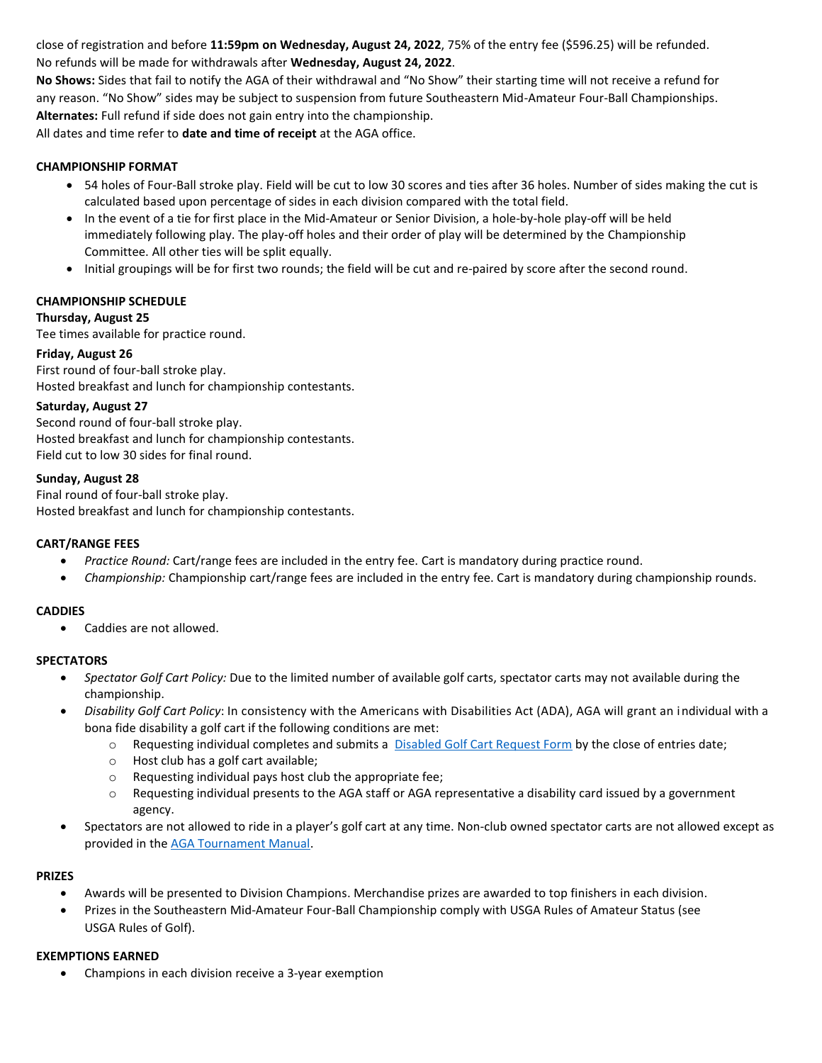close of registration and before **11:59pm on Wednesday, August 24, 2022**, 75% of the entry fee ($596.25) will be refunded. No refunds will be made for withdrawals after **Wednesday, August 24, 2022**.

**No Shows:** Sides that fail to notify the AGA of their withdrawal and "No Show" their starting time will not receive a refund for any reason. "No Show" sides may be subject to suspension from future Southeastern Mid-Amateur Four-Ball Championships.

**Alternates:** Full refund if side does not gain entry into the championship.

All dates and time refer to **date and time of receipt** at the AGA office.

**CHAMPIONSHIP FORMAT**

- 54 holes of Four-Ball stroke play. Field will be cut to low 30 scores and ties after 36 holes. Number of sides making the cut is calculated based upon percentage of sides in each division compared with the total field.
- In the event of a tie for first place in the Mid-Amateur or Senior Division, a hole-by-hole play-off will be held immediately following play. The play-off holes and their order of play will be determined by the Championship Committee. All other ties will be split equally.
- Initial groupings will be for first two rounds; the field will be cut and re-paired by score after the second round.

**CHAMPIONSHIP SCHEDULE**

**Thursday, August 25**
Tee times available for practice round.

**Friday, August 26**
First round of four-ball stroke play.
Hosted breakfast and lunch for championship contestants.

**Saturday, August 27**
Second round of four-ball stroke play.
Hosted breakfast and lunch for championship contestants.
Field cut to low 30 sides for final round.

**Sunday, August 28**
Final round of four-ball stroke play.
Hosted breakfast and lunch for championship contestants.

**CART/RANGE FEES**

- *Practice Round:* Cart/range fees are included in the entry fee. Cart is mandatory during practice round.
- *Championship:* Championship cart/range fees are included in the entry fee. Cart is mandatory during championship rounds.

**CADDIES**

- Caddies are not allowed.

**SPECTATORS**

- *Spectator Golf Cart Policy:* Due to the limited number of available golf carts, spectator carts may not available during the championship.
- *Disability Golf Cart Policy*: In consistency with the Americans with Disabilities Act (ADA), AGA will grant an individual with a bona fide disability a golf cart if the following conditions are met:
    - Requesting individual completes and submits a [Disabled Golf Cart Request Form] by the close of entries date;
    - Host club has a golf cart available;
    - Requesting individual pays host club the appropriate fee;
    - Requesting individual presents to the AGA staff or AGA representative a disability card issued by a government agency.
- Spectators are not allowed to ride in a player's golf cart at any time. Non-club owned spectator carts are not allowed except as provided in the [AGA Tournament Manual].

**PRIZES**

- Awards will be presented to Division Champions. Merchandise prizes are awarded to top finishers in each division.
- Prizes in the Southeastern Mid-Amateur Four-Ball Championship comply with USGA Rules of Amateur Status (see USGA Rules of Golf).

**EXEMPTIONS EARNED**

- Champions in each division receive a 3-year exemption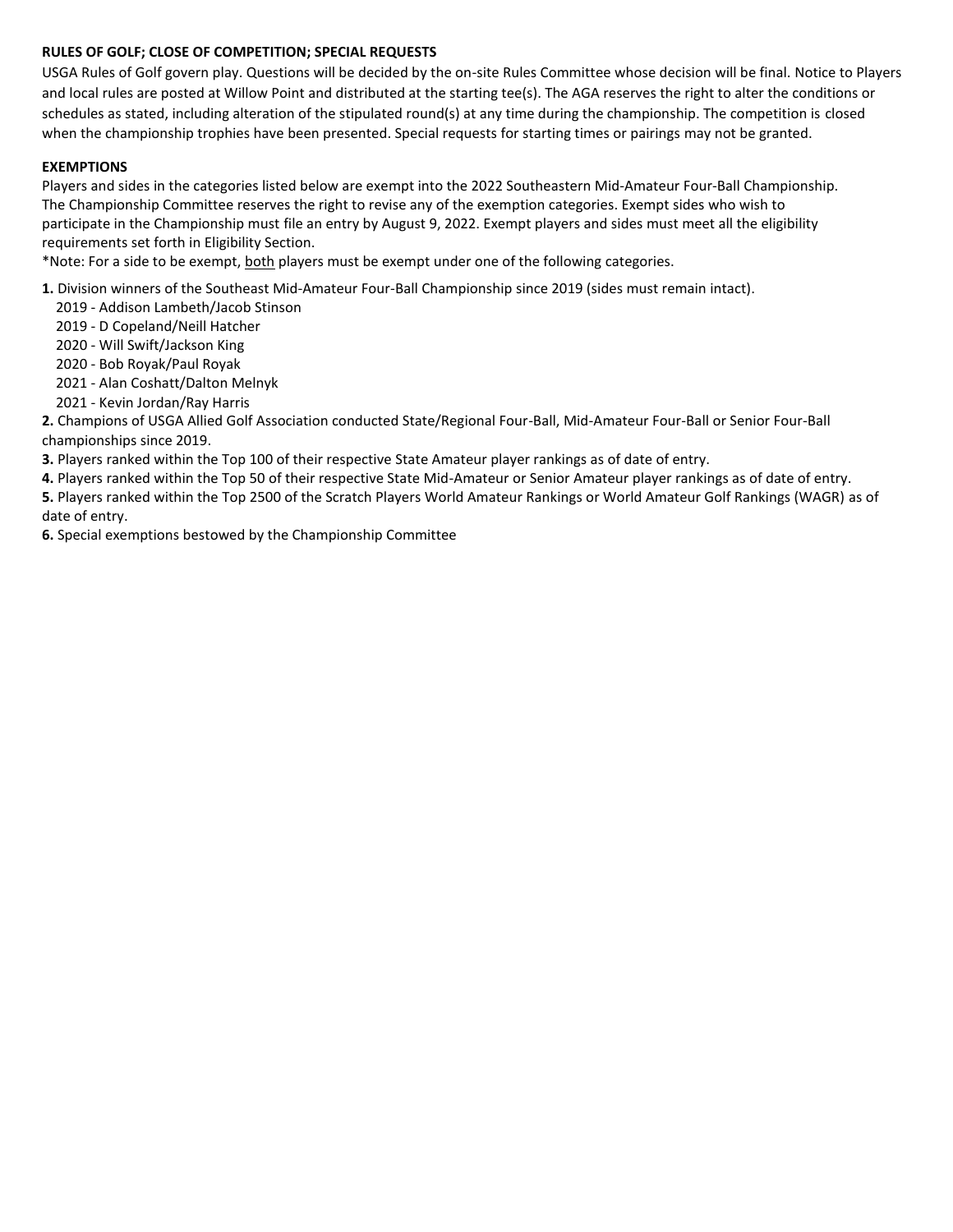**RULES OF GOLF; CLOSE OF COMPETITION; SPECIAL REQUESTS**

USGA Rules of Golf govern play. Questions will be decided by the on-site Rules Committee whose decision will be final. Notice to Players and local rules are posted at Willow Point and distributed at the starting tee(s). The AGA reserves the right to alter the conditions or schedules as stated, including alteration of the stipulated round(s) at any time during the championship. The competition is closed when the championship trophies have been presented. Special requests for starting times or pairings may not be granted.

**EXEMPTIONS**

Players and sides in the categories listed below are exempt into the 2022 Southeastern Mid-Amateur Four-Ball Championship. The Championship Committee reserves the right to revise any of the exemption categories. Exempt sides who wish to participate in the Championship must file an entry by August 9, 2022. Exempt players and sides must meet all the eligibility requirements set forth in Eligibility Section.

*Note: For a side to be exempt, both players must be exempt under one of the following categories.

**1.** Division winners of the Southeast Mid-Amateur Four-Ball Championship since 2019 (sides must remain intact).

- 2019 - Addison Lambeth/Jacob Stinson
- 2019 - D Copeland/Neill Hatcher
- 2020 - Will Swift/Jackson King
- 2020 - Bob Royak/Paul Royak
- 2021 - Alan Coshatt/Dalton Melnyk
- 2021 - Kevin Jordan/Ray Harris

**2.** Champions of USGA Allied Golf Association conducted State/Regional Four-Ball, Mid-Amateur Four-Ball or Senior Four-Ball championships since 2019.

**3.** Players ranked within the Top 100 of their respective State Amateur player rankings as of date of entry.

**4.** Players ranked within the Top 50 of their respective State Mid-Amateur or Senior Amateur player rankings as of date of entry.

**5.** Players ranked within the Top 2500 of the Scratch Players World Amateur Rankings or World Amateur Golf Rankings (WAGR) as of date of entry.

**6.** Special exemptions bestowed by the Championship Committee